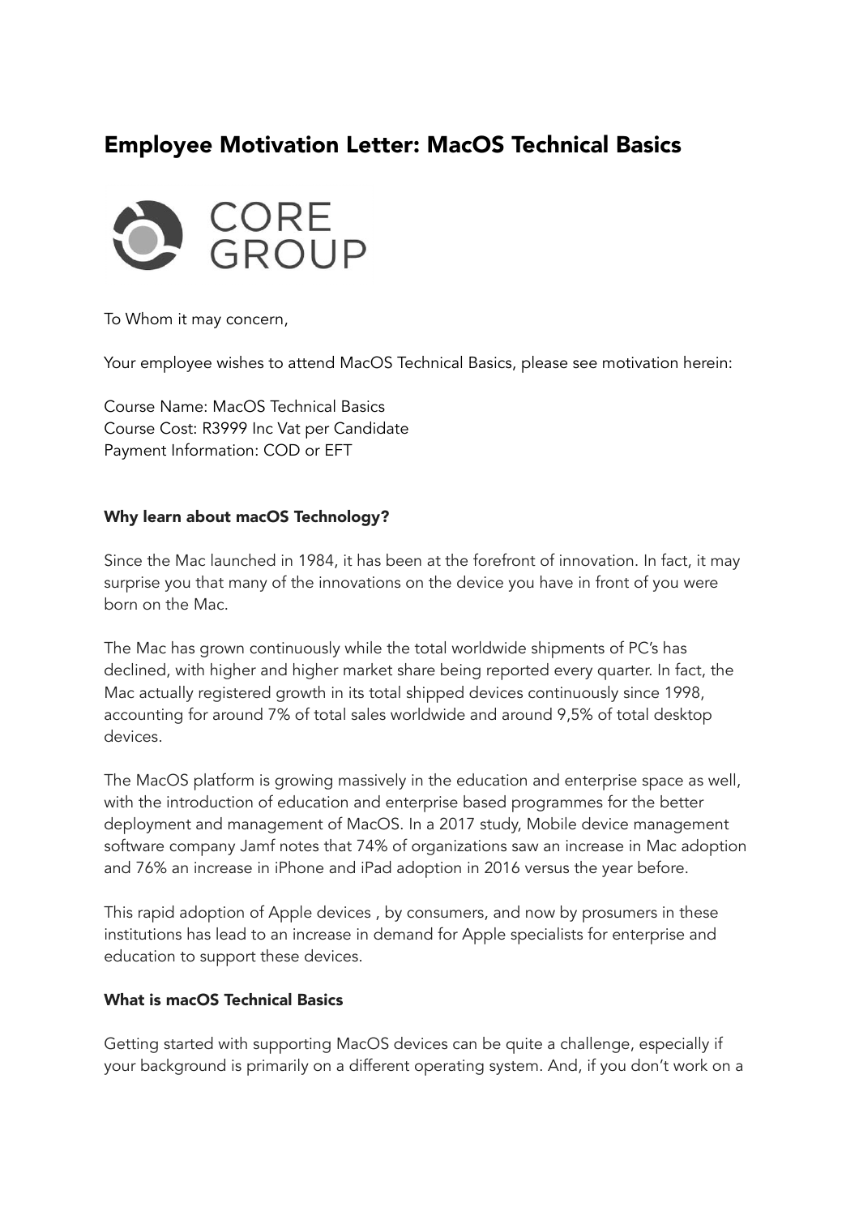# Employee Motivation Letter: MacOS Technical Basics

CORE GROUP

To Whom it may concern,

Your employee wishes to attend MacOS Technical Basics, please see motivation herein:

Course Name: MacOS Technical Basics
Course Cost: R3999 Inc Vat per Candidate
Payment Information: COD or EFT

**Why learn about macOS Technology?**

Since the Mac launched in 1984, it has been at the forefront of innovation. In fact, it may surprise you that many of the innovations on the device you have in front of you were born on the Mac.

The Mac has grown continuously while the total worldwide shipments of PC's has declined, with higher and higher market share being reported every quarter. In fact, the Mac actually registered growth in its total shipped devices continuously since 1998, accounting for around 7% of total sales worldwide and around 9,5% of total desktop devices.

The MacOS platform is growing massively in the education and enterprise space as well, with the introduction of education and enterprise based programmes for the better deployment and management of MacOS. In a 2017 study, Mobile device management software company Jamf notes that 74% of organizations saw an increase in Mac adoption and 76% an increase in iPhone and iPad adoption in 2016 versus the year before.

This rapid adoption of Apple devices , by consumers, and now by prosumers in these institutions has lead to an increase in demand for Apple specialists for enterprise and education to support these devices.

**What is macOS Technical Basics**

Getting started with supporting MacOS devices can be quite a challenge, especially if your background is primarily on a different operating system. And, if you don't work on a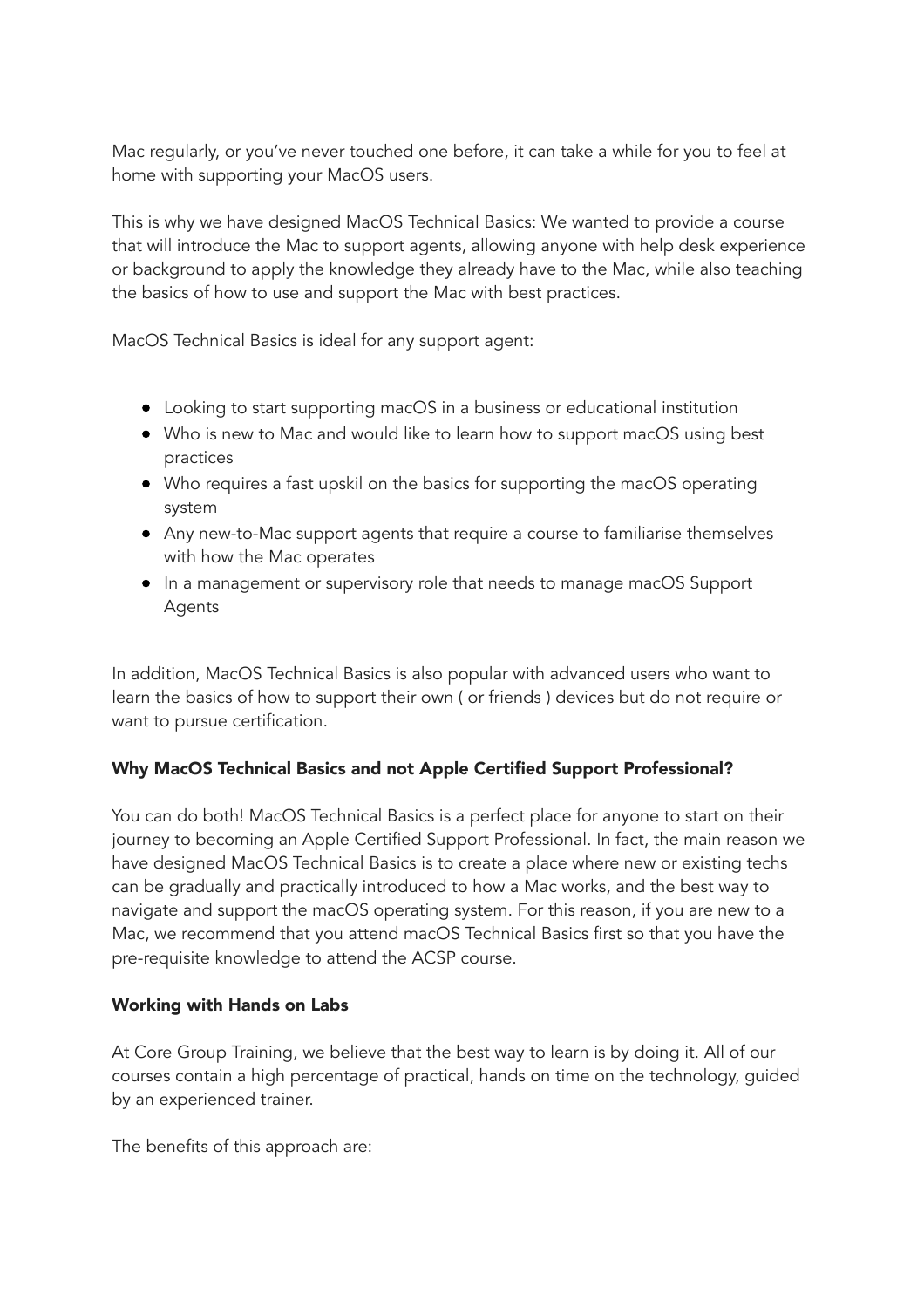Mac regularly, or you've never touched one before, it can take a while for you to feel at home with supporting your MacOS users.

This is why we have designed MacOS Technical Basics: We wanted to provide a course that will introduce the Mac to support agents, allowing anyone with help desk experience or background to apply the knowledge they already have to the Mac, while also teaching the basics of how to use and support the Mac with best practices.

MacOS Technical Basics is ideal for any support agent:

- Looking to start supporting macOS in a business or educational institution
- Who is new to Mac and would like to learn how to support macOS using best practices
- Who requires a fast upskil on the basics for supporting the macOS operating system
- Any new-to-Mac support agents that require a course to familiarise themselves with how the Mac operates
- In a management or supervisory role that needs to manage macOS Support Agents

In addition, MacOS Technical Basics is also popular with advanced users who want to learn the basics of how to support their own ( or friends ) devices but do not require or want to pursue certification.

**Why MacOS Technical Basics and not Apple Certified Support Professional?**

You can do both! MacOS Technical Basics is a perfect place for anyone to start on their journey to becoming an Apple Certified Support Professional. In fact, the main reason we have designed MacOS Technical Basics is to create a place where new or existing techs can be gradually and practically introduced to how a Mac works, and the best way to navigate and support the macOS operating system. For this reason, if you are new to a Mac, we recommend that you attend macOS Technical Basics first so that you have the pre-requisite knowledge to attend the ACSP course.

**Working with Hands on Labs**

At Core Group Training, we believe that the best way to learn is by doing it. All of our courses contain a high percentage of practical, hands on time on the technology, guided by an experienced trainer.

The benefits of this approach are: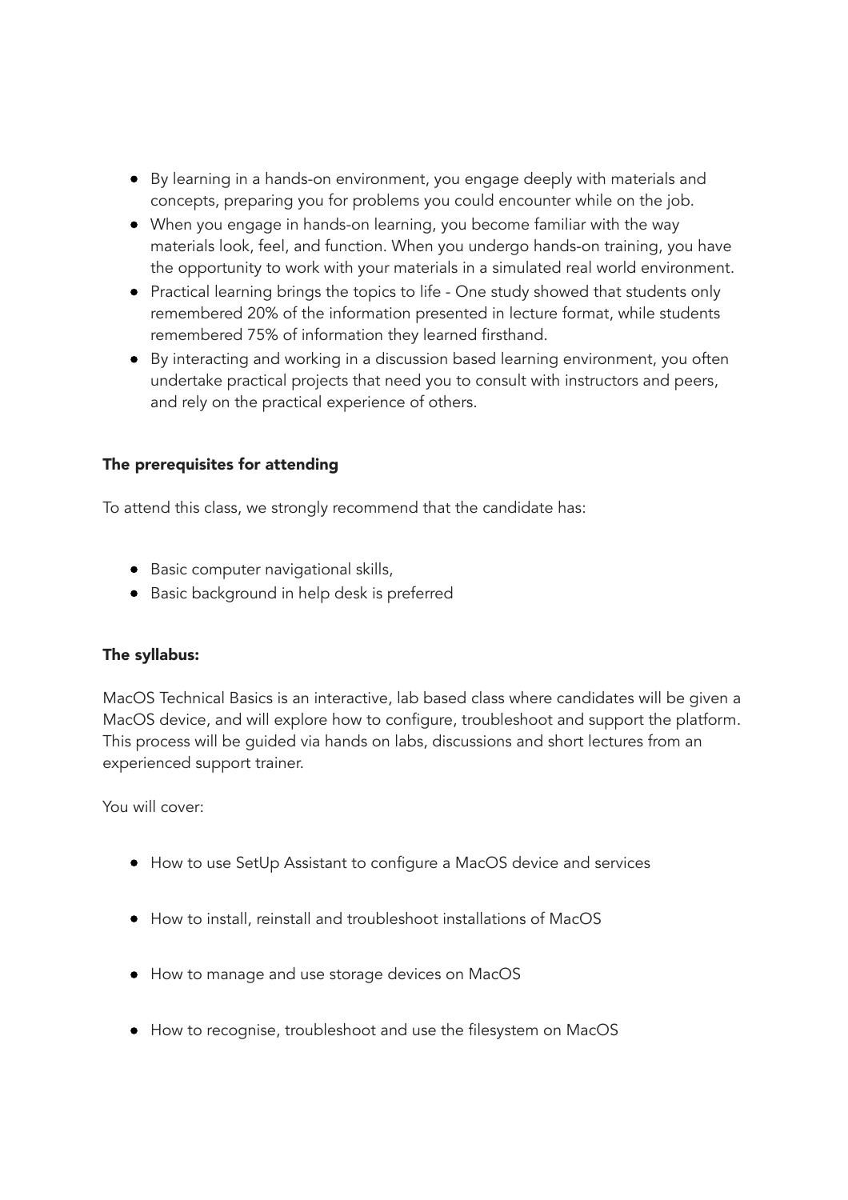- By learning in a hands-on environment, you engage deeply with materials and concepts, preparing you for problems you could encounter while on the job.
- When you engage in hands-on learning, you become familiar with the way materials look, feel, and function. When you undergo hands-on training, you have the opportunity to work with your materials in a simulated real world environment.
- Practical learning brings the topics to life - One study showed that students only remembered 20% of the information presented in lecture format, while students remembered 75% of information they learned firsthand.
- By interacting and working in a discussion based learning environment, you often undertake practical projects that need you to consult with instructors and peers, and rely on the practical experience of others.

**The prerequisites for attending**

To attend this class, we strongly recommend that the candidate has:

- Basic computer navigational skills,
- Basic background in help desk is preferred

**The syllabus:**

MacOS Technical Basics is an interactive, lab based class where candidates will be given a MacOS device, and will explore how to configure, troubleshoot and support the platform. This process will be guided via hands on labs, discussions and short lectures from an experienced support trainer.

You will cover:

- How to use SetUp Assistant to configure a MacOS device and services
- How to install, reinstall and troubleshoot installations of MacOS
- How to manage and use storage devices on MacOS
- How to recognise, troubleshoot and use the filesystem on MacOS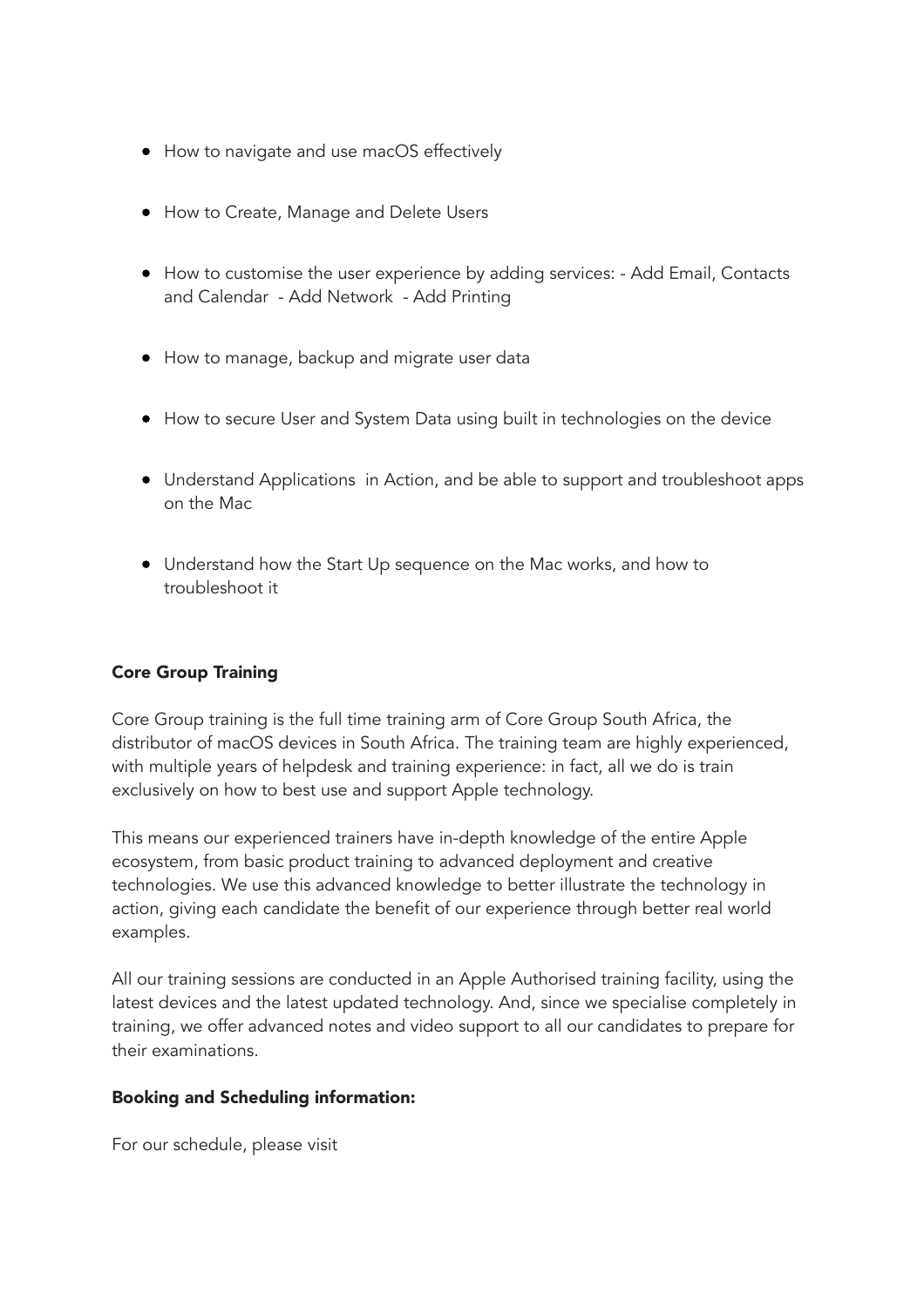- How to navigate and use macOS effectively
- How to Create, Manage and Delete Users
- How to customise the user experience by adding services: - Add Email, Contacts and Calendar - Add Network - Add Printing
- How to manage, backup and migrate user data
- How to secure User and System Data using built in technologies on the device
- Understand Applications in Action, and be able to support and troubleshoot apps on the Mac
- Understand how the Start Up sequence on the Mac works, and how to troubleshoot it

**Core Group Training**

Core Group training is the full time training arm of Core Group South Africa, the distributor of macOS devices in South Africa. The training team are highly experienced, with multiple years of helpdesk and training experience: in fact, all we do is train exclusively on how to best use and support Apple technology.

This means our experienced trainers have in-depth knowledge of the entire Apple ecosystem, from basic product training to advanced deployment and creative technologies. We use this advanced knowledge to better illustrate the technology in action, giving each candidate the benefit of our experience through better real world examples.

All our training sessions are conducted in an Apple Authorised training facility, using the latest devices and the latest updated technology. And, since we specialise completely in training, we offer advanced notes and video support to all our candidates to prepare for their examinations.

**Booking and Scheduling information:**

For our schedule, please visit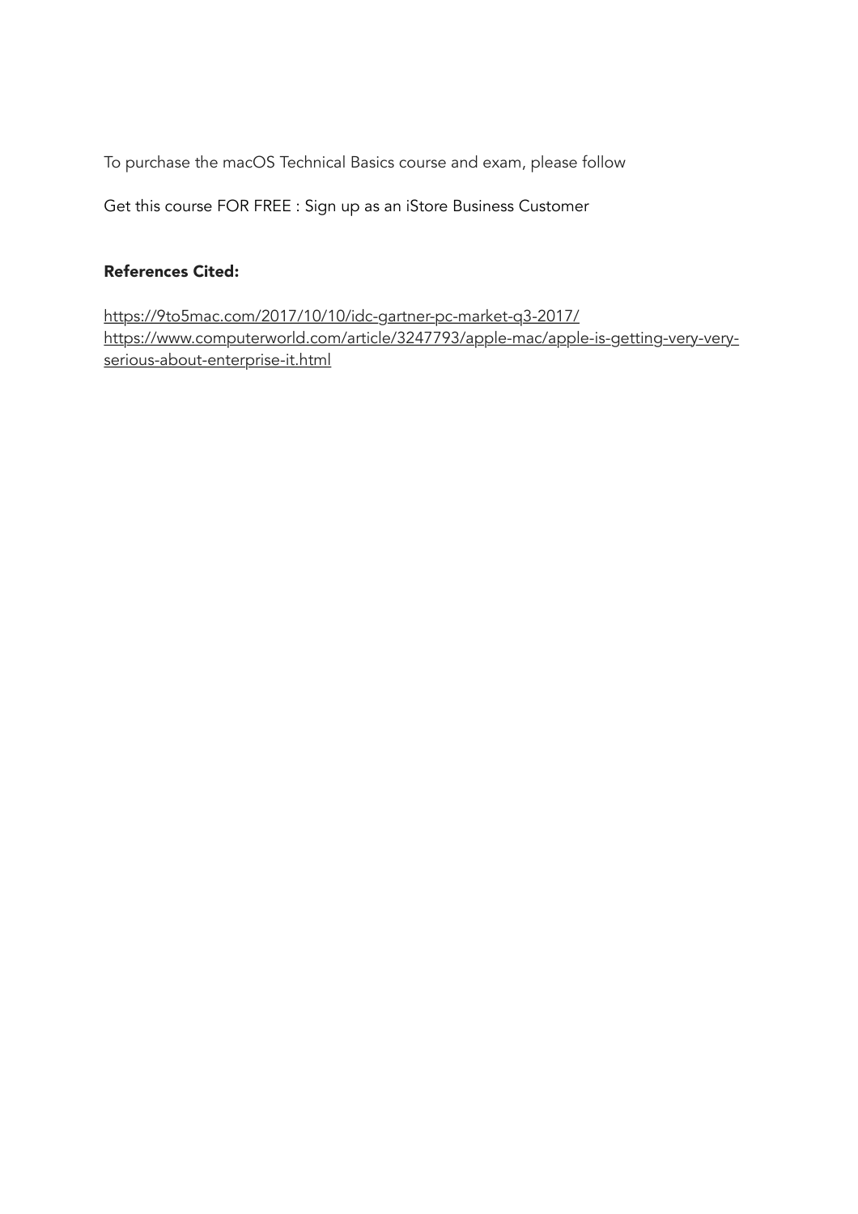To purchase the macOS Technical Basics course and exam, please follow

Get this course FOR FREE : Sign up as an iStore Business Customer

**References Cited:**

https://9to5mac.com/2017/10/10/idc-gartner-pc-market-q3-2017/
https://www.computerworld.com/article/3247793/apple-mac/apple-is-getting-very-very-serious-about-enterprise-it.html